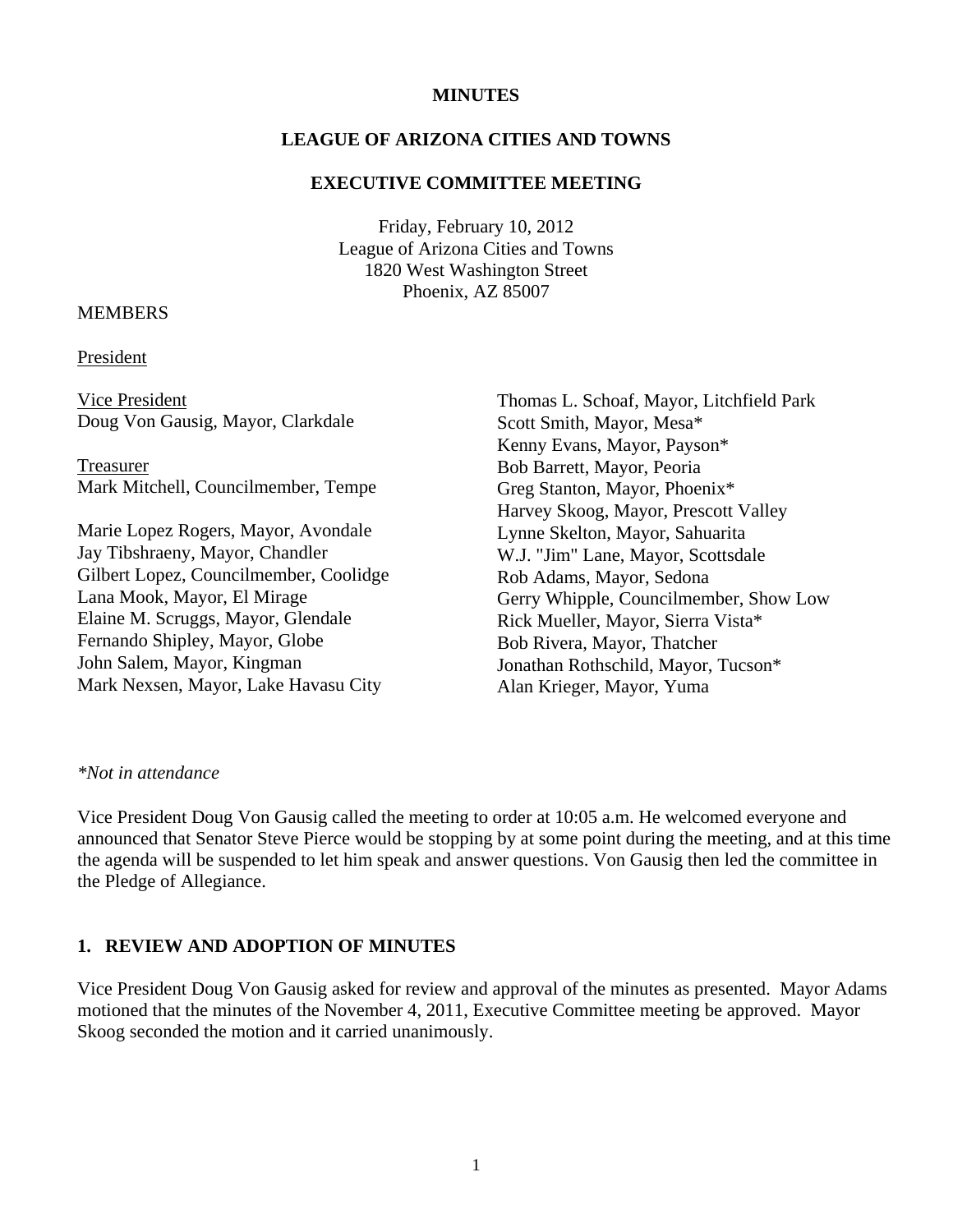**MINUTES**

**LEAGUE OF ARIZONA CITIES AND TOWNS**

**EXECUTIVE COMMITTEE MEETING**

Friday, February 10, 2012
League of Arizona Cities and Towns
1820 West Washington Street
Phoenix, AZ 85007

MEMBERS

President

Vice President
Doug Von Gausig, Mayor, Clarkdale

Treasurer
Mark Mitchell, Councilmember, Tempe

Marie Lopez Rogers, Mayor, Avondale
Jay Tibshraeny, Mayor, Chandler
Gilbert Lopez, Councilmember, Coolidge
Lana Mook, Mayor, El Mirage
Elaine M. Scruggs, Mayor, Glendale
Fernando Shipley, Mayor, Globe
John Salem, Mayor, Kingman
Mark Nexsen, Mayor, Lake Havasu City
Thomas L. Schoaf, Mayor, Litchfield Park
Scott Smith, Mayor, Mesa*
Kenny Evans, Mayor, Payson*
Bob Barrett, Mayor, Peoria
Greg Stanton, Mayor, Phoenix*
Harvey Skoog, Mayor, Prescott Valley
Lynne Skelton, Mayor, Sahuarita
W.J. "Jim" Lane, Mayor, Scottsdale
Rob Adams, Mayor, Sedona
Gerry Whipple, Councilmember, Show Low
Rick Mueller, Mayor, Sierra Vista*
Bob Rivera, Mayor, Thatcher
Jonathan Rothschild, Mayor, Tucson*
Alan Krieger, Mayor, Yuma

*\*Not in attendance*

Vice President Doug Von Gausig called the meeting to order at 10:05 a.m. He welcomed everyone and announced that Senator Steve Pierce would be stopping by at some point during the meeting, and at this time the agenda will be suspended to let him speak and answer questions. Von Gausig then led the committee in the Pledge of Allegiance.

## 1. REVIEW AND ADOPTION OF MINUTES

Vice President Doug Von Gausig asked for review and approval of the minutes as presented. Mayor Adams motioned that the minutes of the November 4, 2011, Executive Committee meeting be approved. Mayor Skoog seconded the motion and it carried unanimously.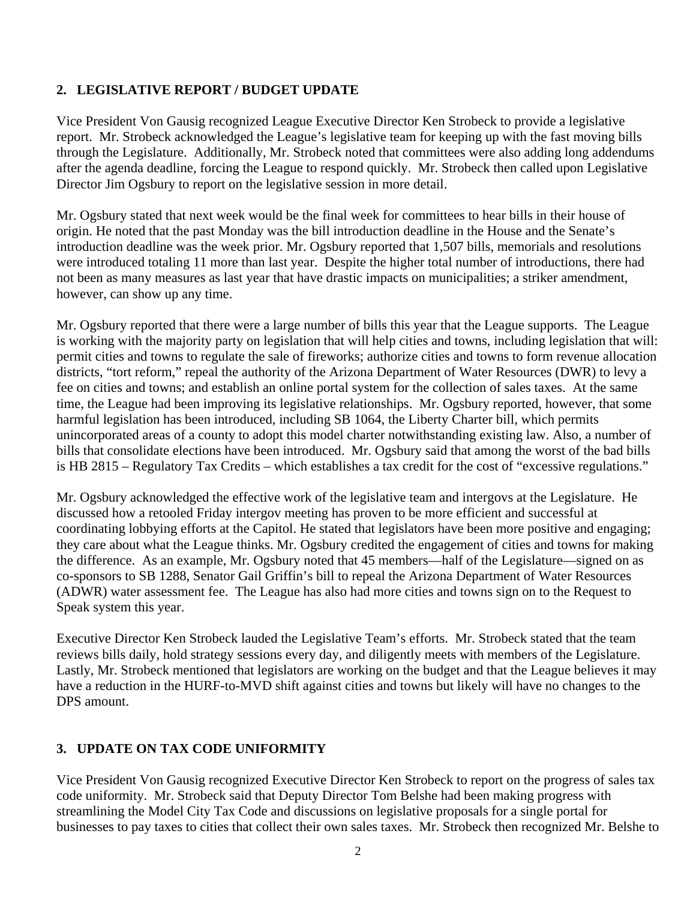## 2. LEGISLATIVE REPORT / BUDGET UPDATE

Vice President Von Gausig recognized League Executive Director Ken Strobeck to provide a legislative report. Mr. Strobeck acknowledged the League's legislative team for keeping up with the fast moving bills through the Legislature. Additionally, Mr. Strobeck noted that committees were also adding long addendums after the agenda deadline, forcing the League to respond quickly. Mr. Strobeck then called upon Legislative Director Jim Ogsbury to report on the legislative session in more detail.

Mr. Ogsbury stated that next week would be the final week for committees to hear bills in their house of origin. He noted that the past Monday was the bill introduction deadline in the House and the Senate's introduction deadline was the week prior. Mr. Ogsbury reported that 1,507 bills, memorials and resolutions were introduced totaling 11 more than last year. Despite the higher total number of introductions, there had not been as many measures as last year that have drastic impacts on municipalities; a striker amendment, however, can show up any time.

Mr. Ogsbury reported that there were a large number of bills this year that the League supports. The League is working with the majority party on legislation that will help cities and towns, including legislation that will: permit cities and towns to regulate the sale of fireworks; authorize cities and towns to form revenue allocation districts, "tort reform," repeal the authority of the Arizona Department of Water Resources (DWR) to levy a fee on cities and towns; and establish an online portal system for the collection of sales taxes. At the same time, the League had been improving its legislative relationships. Mr. Ogsbury reported, however, that some harmful legislation has been introduced, including SB 1064, the Liberty Charter bill, which permits unincorporated areas of a county to adopt this model charter notwithstanding existing law. Also, a number of bills that consolidate elections have been introduced. Mr. Ogsbury said that among the worst of the bad bills is HB 2815 – Regulatory Tax Credits – which establishes a tax credit for the cost of "excessive regulations."

Mr. Ogsbury acknowledged the effective work of the legislative team and intergovs at the Legislature. He discussed how a retooled Friday intergov meeting has proven to be more efficient and successful at coordinating lobbying efforts at the Capitol. He stated that legislators have been more positive and engaging; they care about what the League thinks. Mr. Ogsbury credited the engagement of cities and towns for making the difference. As an example, Mr. Ogsbury noted that 45 members—half of the Legislature—signed on as co-sponsors to SB 1288, Senator Gail Griffin's bill to repeal the Arizona Department of Water Resources (ADWR) water assessment fee. The League has also had more cities and towns sign on to the Request to Speak system this year.

Executive Director Ken Strobeck lauded the Legislative Team's efforts. Mr. Strobeck stated that the team reviews bills daily, hold strategy sessions every day, and diligently meets with members of the Legislature. Lastly, Mr. Strobeck mentioned that legislators are working on the budget and that the League believes it may have a reduction in the HURF-to-MVD shift against cities and towns but likely will have no changes to the DPS amount.

## 3. UPDATE ON TAX CODE UNIFORMITY

Vice President Von Gausig recognized Executive Director Ken Strobeck to report on the progress of sales tax code uniformity. Mr. Strobeck said that Deputy Director Tom Belshe had been making progress with streamlining the Model City Tax Code and discussions on legislative proposals for a single portal for businesses to pay taxes to cities that collect their own sales taxes. Mr. Strobeck then recognized Mr. Belshe to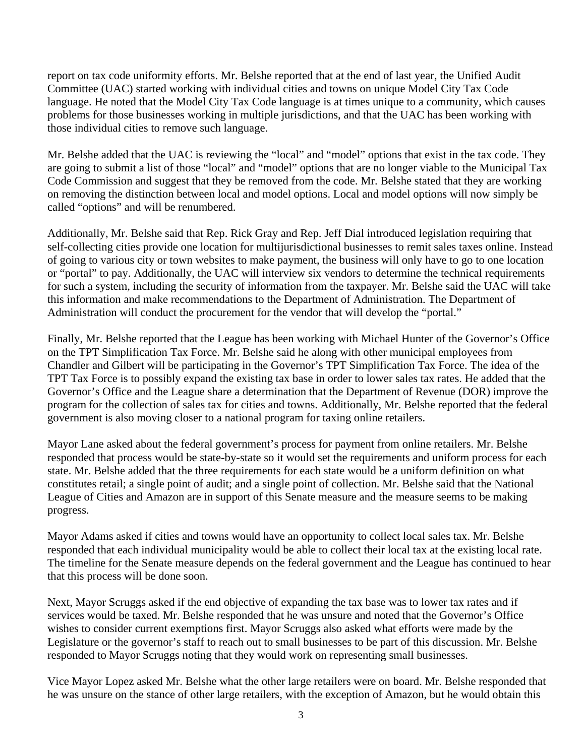report on tax code uniformity efforts. Mr. Belshe reported that at the end of last year, the Unified Audit Committee (UAC) started working with individual cities and towns on unique Model City Tax Code language. He noted that the Model City Tax Code language is at times unique to a community, which causes problems for those businesses working in multiple jurisdictions, and that the UAC has been working with those individual cities to remove such language.

Mr. Belshe added that the UAC is reviewing the "local" and "model" options that exist in the tax code. They are going to submit a list of those "local" and "model" options that are no longer viable to the Municipal Tax Code Commission and suggest that they be removed from the code. Mr. Belshe stated that they are working on removing the distinction between local and model options. Local and model options will now simply be called "options" and will be renumbered.

Additionally, Mr. Belshe said that Rep. Rick Gray and Rep. Jeff Dial introduced legislation requiring that self-collecting cities provide one location for multijurisdictional businesses to remit sales taxes online. Instead of going to various city or town websites to make payment, the business will only have to go to one location or "portal" to pay. Additionally, the UAC will interview six vendors to determine the technical requirements for such a system, including the security of information from the taxpayer. Mr. Belshe said the UAC will take this information and make recommendations to the Department of Administration. The Department of Administration will conduct the procurement for the vendor that will develop the "portal."

Finally, Mr. Belshe reported that the League has been working with Michael Hunter of the Governor's Office on the TPT Simplification Tax Force. Mr. Belshe said he along with other municipal employees from Chandler and Gilbert will be participating in the Governor's TPT Simplification Tax Force. The idea of the TPT Tax Force is to possibly expand the existing tax base in order to lower sales tax rates. He added that the Governor's Office and the League share a determination that the Department of Revenue (DOR) improve the program for the collection of sales tax for cities and towns. Additionally, Mr. Belshe reported that the federal government is also moving closer to a national program for taxing online retailers.

Mayor Lane asked about the federal government's process for payment from online retailers. Mr. Belshe responded that process would be state-by-state so it would set the requirements and uniform process for each state. Mr. Belshe added that the three requirements for each state would be a uniform definition on what constitutes retail; a single point of audit; and a single point of collection. Mr. Belshe said that the National League of Cities and Amazon are in support of this Senate measure and the measure seems to be making progress.

Mayor Adams asked if cities and towns would have an opportunity to collect local sales tax. Mr. Belshe responded that each individual municipality would be able to collect their local tax at the existing local rate. The timeline for the Senate measure depends on the federal government and the League has continued to hear that this process will be done soon.

Next, Mayor Scruggs asked if the end objective of expanding the tax base was to lower tax rates and if services would be taxed. Mr. Belshe responded that he was unsure and noted that the Governor's Office wishes to consider current exemptions first. Mayor Scruggs also asked what efforts were made by the Legislature or the governor's staff to reach out to small businesses to be part of this discussion. Mr. Belshe responded to Mayor Scruggs noting that they would work on representing small businesses.

Vice Mayor Lopez asked Mr. Belshe what the other large retailers were on board. Mr. Belshe responded that he was unsure on the stance of other large retailers, with the exception of Amazon, but he would obtain this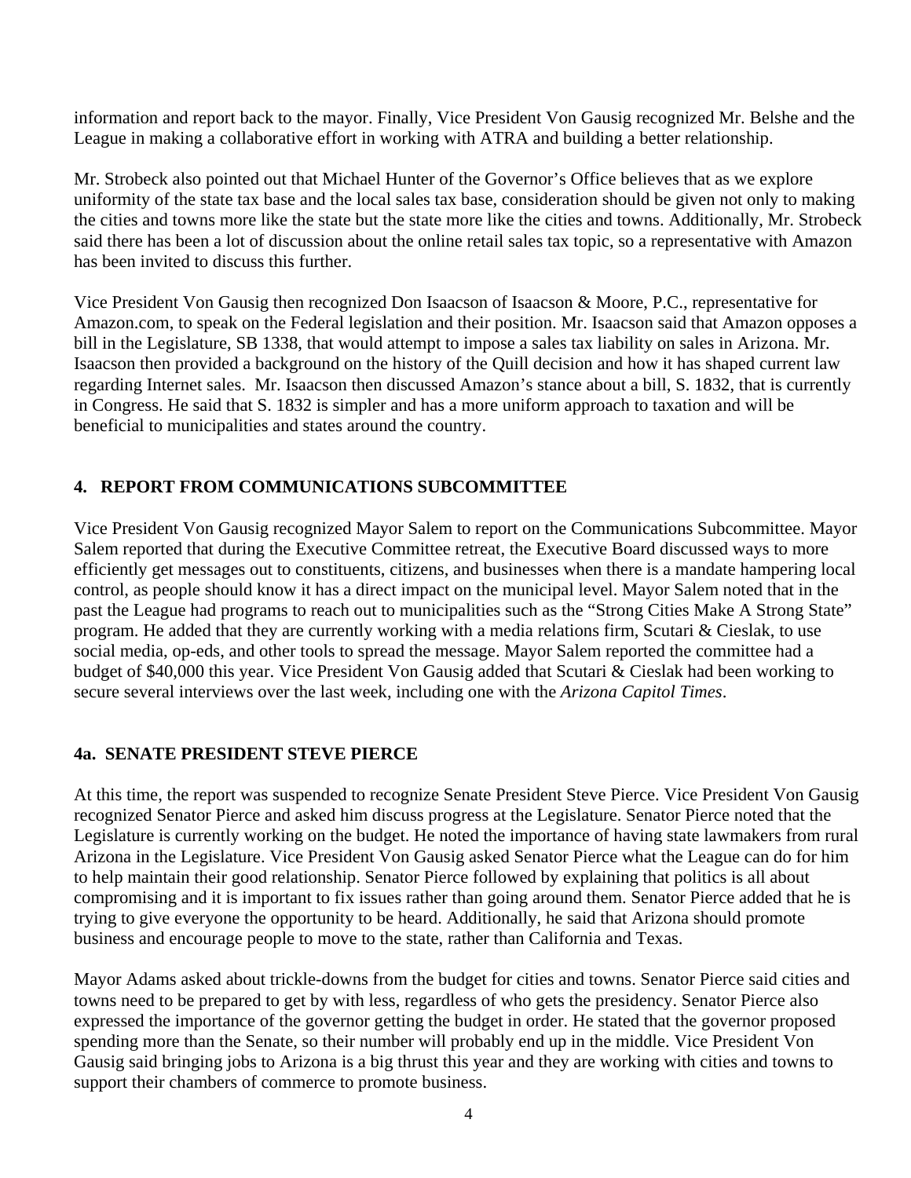information and report back to the mayor. Finally, Vice President Von Gausig recognized Mr. Belshe and the League in making a collaborative effort in working with ATRA and building a better relationship.

Mr. Strobeck also pointed out that Michael Hunter of the Governor's Office believes that as we explore uniformity of the state tax base and the local sales tax base, consideration should be given not only to making the cities and towns more like the state but the state more like the cities and towns. Additionally, Mr. Strobeck said there has been a lot of discussion about the online retail sales tax topic, so a representative with Amazon has been invited to discuss this further.

Vice President Von Gausig then recognized Don Isaacson of Isaacson & Moore, P.C., representative for Amazon.com, to speak on the Federal legislation and their position. Mr. Isaacson said that Amazon opposes a bill in the Legislature, SB 1338, that would attempt to impose a sales tax liability on sales in Arizona. Mr. Isaacson then provided a background on the history of the Quill decision and how it has shaped current law regarding Internet sales. Mr. Isaacson then discussed Amazon's stance about a bill, S. 1832, that is currently in Congress. He said that S. 1832 is simpler and has a more uniform approach to taxation and will be beneficial to municipalities and states around the country.

## 4. REPORT FROM COMMUNICATIONS SUBCOMMITTEE

Vice President Von Gausig recognized Mayor Salem to report on the Communications Subcommittee. Mayor Salem reported that during the Executive Committee retreat, the Executive Board discussed ways to more efficiently get messages out to constituents, citizens, and businesses when there is a mandate hampering local control, as people should know it has a direct impact on the municipal level. Mayor Salem noted that in the past the League had programs to reach out to municipalities such as the "Strong Cities Make A Strong State" program. He added that they are currently working with a media relations firm, Scutari & Cieslak, to use social media, op-eds, and other tools to spread the message. Mayor Salem reported the committee had a budget of $40,000 this year. Vice President Von Gausig added that Scutari & Cieslak had been working to secure several interviews over the last week, including one with the *Arizona Capitol Times*.

## 4a. SENATE PRESIDENT STEVE PIERCE

At this time, the report was suspended to recognize Senate President Steve Pierce. Vice President Von Gausig recognized Senator Pierce and asked him discuss progress at the Legislature. Senator Pierce noted that the Legislature is currently working on the budget. He noted the importance of having state lawmakers from rural Arizona in the Legislature. Vice President Von Gausig asked Senator Pierce what the League can do for him to help maintain their good relationship. Senator Pierce followed by explaining that politics is all about compromising and it is important to fix issues rather than going around them. Senator Pierce added that he is trying to give everyone the opportunity to be heard. Additionally, he said that Arizona should promote business and encourage people to move to the state, rather than California and Texas.

Mayor Adams asked about trickle-downs from the budget for cities and towns. Senator Pierce said cities and towns need to be prepared to get by with less, regardless of who gets the presidency. Senator Pierce also expressed the importance of the governor getting the budget in order. He stated that the governor proposed spending more than the Senate, so their number will probably end up in the middle. Vice President Von Gausig said bringing jobs to Arizona is a big thrust this year and they are working with cities and towns to support their chambers of commerce to promote business.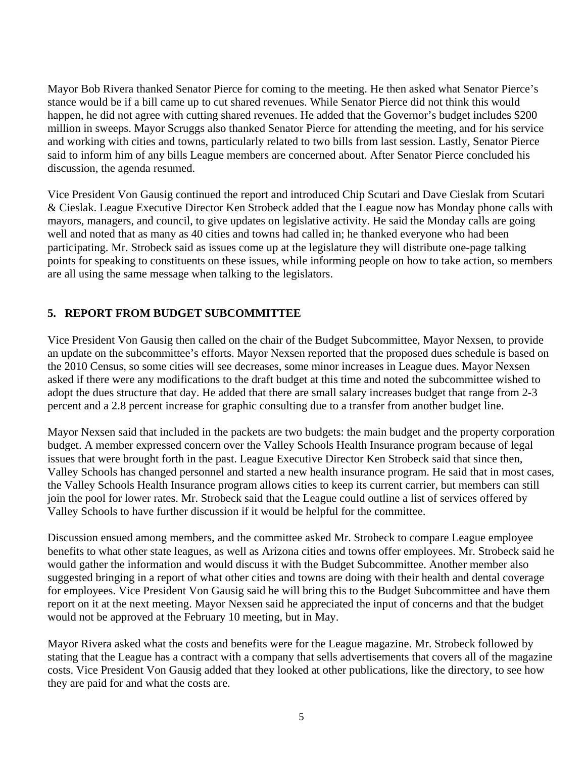Mayor Bob Rivera thanked Senator Pierce for coming to the meeting. He then asked what Senator Pierce's stance would be if a bill came up to cut shared revenues. While Senator Pierce did not think this would happen, he did not agree with cutting shared revenues. He added that the Governor's budget includes $200 million in sweeps. Mayor Scruggs also thanked Senator Pierce for attending the meeting, and for his service and working with cities and towns, particularly related to two bills from last session. Lastly, Senator Pierce said to inform him of any bills League members are concerned about. After Senator Pierce concluded his discussion, the agenda resumed.

Vice President Von Gausig continued the report and introduced Chip Scutari and Dave Cieslak from Scutari & Cieslak. League Executive Director Ken Strobeck added that the League now has Monday phone calls with mayors, managers, and council, to give updates on legislative activity. He said the Monday calls are going well and noted that as many as 40 cities and towns had called in; he thanked everyone who had been participating. Mr. Strobeck said as issues come up at the legislature they will distribute one-page talking points for speaking to constituents on these issues, while informing people on how to take action, so members are all using the same message when talking to the legislators.

## 5. REPORT FROM BUDGET SUBCOMMITTEE

Vice President Von Gausig then called on the chair of the Budget Subcommittee, Mayor Nexsen, to provide an update on the subcommittee's efforts. Mayor Nexsen reported that the proposed dues schedule is based on the 2010 Census, so some cities will see decreases, some minor increases in League dues. Mayor Nexsen asked if there were any modifications to the draft budget at this time and noted the subcommittee wished to adopt the dues structure that day. He added that there are small salary increases budget that range from 2-3 percent and a 2.8 percent increase for graphic consulting due to a transfer from another budget line.

Mayor Nexsen said that included in the packets are two budgets: the main budget and the property corporation budget. A member expressed concern over the Valley Schools Health Insurance program because of legal issues that were brought forth in the past. League Executive Director Ken Strobeck said that since then, Valley Schools has changed personnel and started a new health insurance program. He said that in most cases, the Valley Schools Health Insurance program allows cities to keep its current carrier, but members can still join the pool for lower rates. Mr. Strobeck said that the League could outline a list of services offered by Valley Schools to have further discussion if it would be helpful for the committee.

Discussion ensued among members, and the committee asked Mr. Strobeck to compare League employee benefits to what other state leagues, as well as Arizona cities and towns offer employees. Mr. Strobeck said he would gather the information and would discuss it with the Budget Subcommittee. Another member also suggested bringing in a report of what other cities and towns are doing with their health and dental coverage for employees. Vice President Von Gausig said he will bring this to the Budget Subcommittee and have them report on it at the next meeting. Mayor Nexsen said he appreciated the input of concerns and that the budget would not be approved at the February 10 meeting, but in May.

Mayor Rivera asked what the costs and benefits were for the League magazine. Mr. Strobeck followed by stating that the League has a contract with a company that sells advertisements that covers all of the magazine costs. Vice President Von Gausig added that they looked at other publications, like the directory, to see how they are paid for and what the costs are.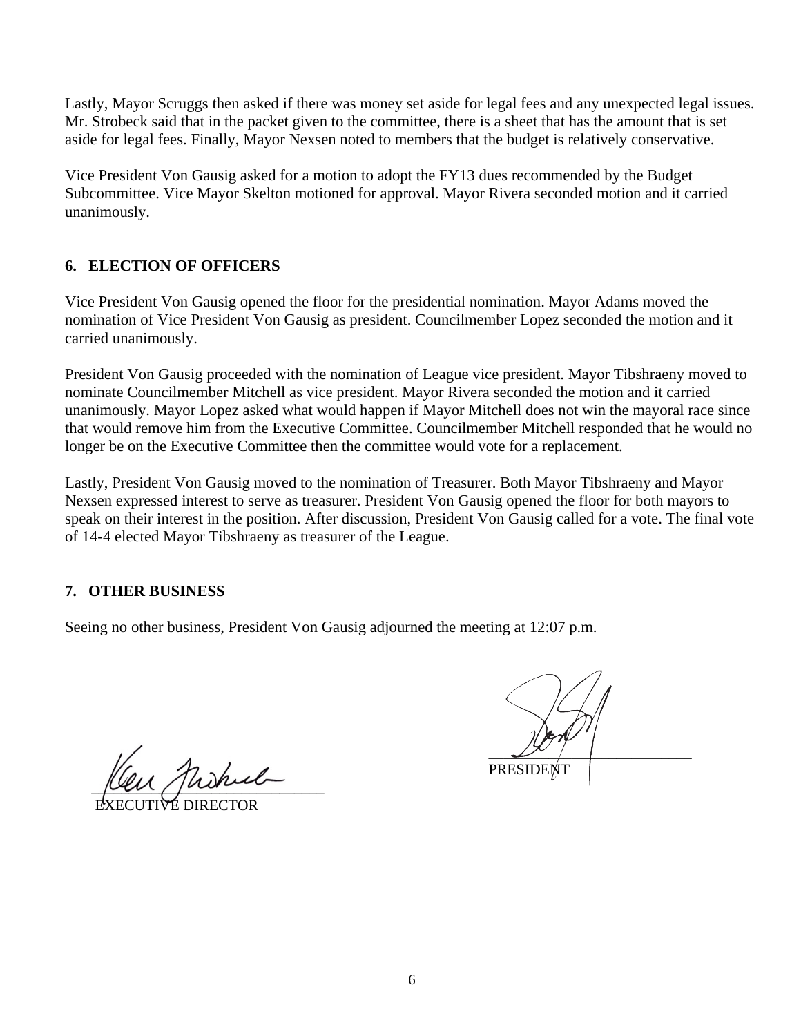Lastly, Mayor Scruggs then asked if there was money set aside for legal fees and any unexpected legal issues. Mr. Strobeck said that in the packet given to the committee, there is a sheet that has the amount that is set aside for legal fees. Finally, Mayor Nexsen noted to members that the budget is relatively conservative.

Vice President Von Gausig asked for a motion to adopt the FY13 dues recommended by the Budget Subcommittee. Vice Mayor Skelton motioned for approval. Mayor Rivera seconded motion and it carried unanimously.

## 6. ELECTION OF OFFICERS

Vice President Von Gausig opened the floor for the presidential nomination. Mayor Adams moved the nomination of Vice President Von Gausig as president. Councilmember Lopez seconded the motion and it carried unanimously.

President Von Gausig proceeded with the nomination of League vice president. Mayor Tibshraeny moved to nominate Councilmember Mitchell as vice president. Mayor Rivera seconded the motion and it carried unanimously. Mayor Lopez asked what would happen if Mayor Mitchell does not win the mayoral race since that would remove him from the Executive Committee. Councilmember Mitchell responded that he would no longer be on the Executive Committee then the committee would vote for a replacement.

Lastly, President Von Gausig moved to the nomination of Treasurer. Both Mayor Tibshraeny and Mayor Nexsen expressed interest to serve as treasurer. President Von Gausig opened the floor for both mayors to speak on their interest in the position. After discussion, President Von Gausig called for a vote. The final vote of 14-4 elected Mayor Tibshraeny as treasurer of the League.

## 7. OTHER BUSINESS

Seeing no other business, President Von Gausig adjourned the meeting at 12:07 p.m.

\_\_\_\_\_\_\_\_\_\_\_\_\_\_\_\_\_\_\_\_\_\_\_\_\_\_\_\_
PRESIDENT

\_\_\_\_\_\_\_\_\_\_\_\_\_\_\_\_\_\_\_\_\_\_\_\_\_\_\_\_
EXECUTIVE DIRECTOR